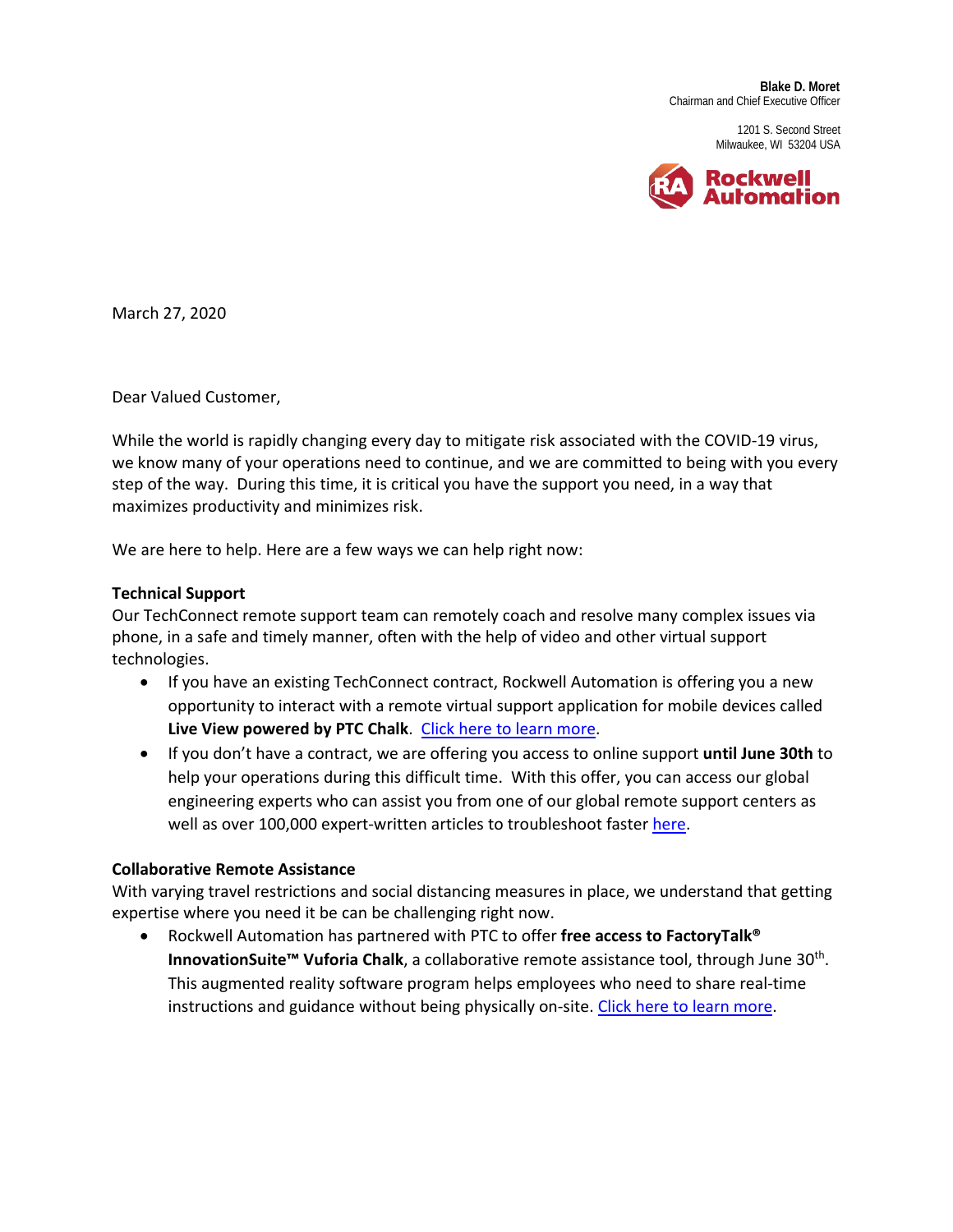**Blake D. Moret**
Chairman and Chief Executive Officer

1201 S. Second Street
Milwaukee, WI 53204 USA

Rockwell Automation

March 27, 2020

Dear Valued Customer,

While the world is rapidly changing every day to mitigate risk associated with the COVID-19 virus, we know many of your operations need to continue, and we are committed to being with you every step of the way. During this time, it is critical you have the support you need, in a way that maximizes productivity and minimizes risk.

We are here to help. Here are a few ways we can help right now:

**Technical Support**
Our TechConnect remote support team can remotely coach and resolve many complex issues via phone, in a safe and timely manner, often with the help of video and other virtual support technologies.

- If you have an existing TechConnect contract, Rockwell Automation is offering you a new opportunity to interact with a remote virtual support application for mobile devices called **Live View powered by PTC Chalk**. Click here to learn more.
- If you don't have a contract, we are offering you access to online support **until June 30th** to help your operations during this difficult time. With this offer, you can access our global engineering experts who can assist you from one of our global remote support centers as well as over 100,000 expert-written articles to troubleshoot faster here.

**Collaborative Remote Assistance**
With varying travel restrictions and social distancing measures in place, we understand that getting expertise where you need it be can be challenging right now.

- Rockwell Automation has partnered with PTC to offer **free access to FactoryTalk® InnovationSuite™ Vuforia Chalk**, a collaborative remote assistance tool, through June 30th. This augmented reality software program helps employees who need to share real-time instructions and guidance without being physically on-site. Click here to learn more.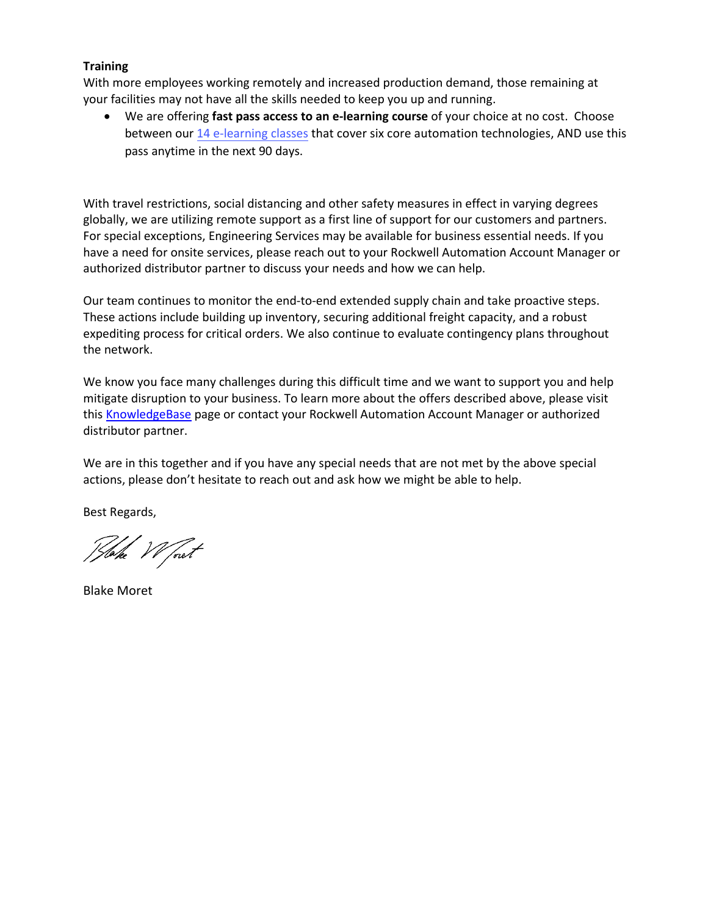**Training**

With more employees working remotely and increased production demand, those remaining at your facilities may not have all the skills needed to keep you up and running.

- We are offering **fast pass access to an e-learning course** of your choice at no cost. Choose between our 14 e-learning classes that cover six core automation technologies, AND use this pass anytime in the next 90 days.

With travel restrictions, social distancing and other safety measures in effect in varying degrees globally, we are utilizing remote support as a first line of support for our customers and partners. For special exceptions, Engineering Services may be available for business essential needs. If you have a need for onsite services, please reach out to your Rockwell Automation Account Manager or authorized distributor partner to discuss your needs and how we can help.

Our team continues to monitor the end-to-end extended supply chain and take proactive steps. These actions include building up inventory, securing additional freight capacity, and a robust expediting process for critical orders. We also continue to evaluate contingency plans throughout the network.

We know you face many challenges during this difficult time and we want to support you and help mitigate disruption to your business. To learn more about the offers described above, please visit this KnowledgeBase page or contact your Rockwell Automation Account Manager or authorized distributor partner.

We are in this together and if you have any special needs that are not met by the above special actions, please don't hesitate to reach out and ask how we might be able to help.

Best Regards,

Blake Moret